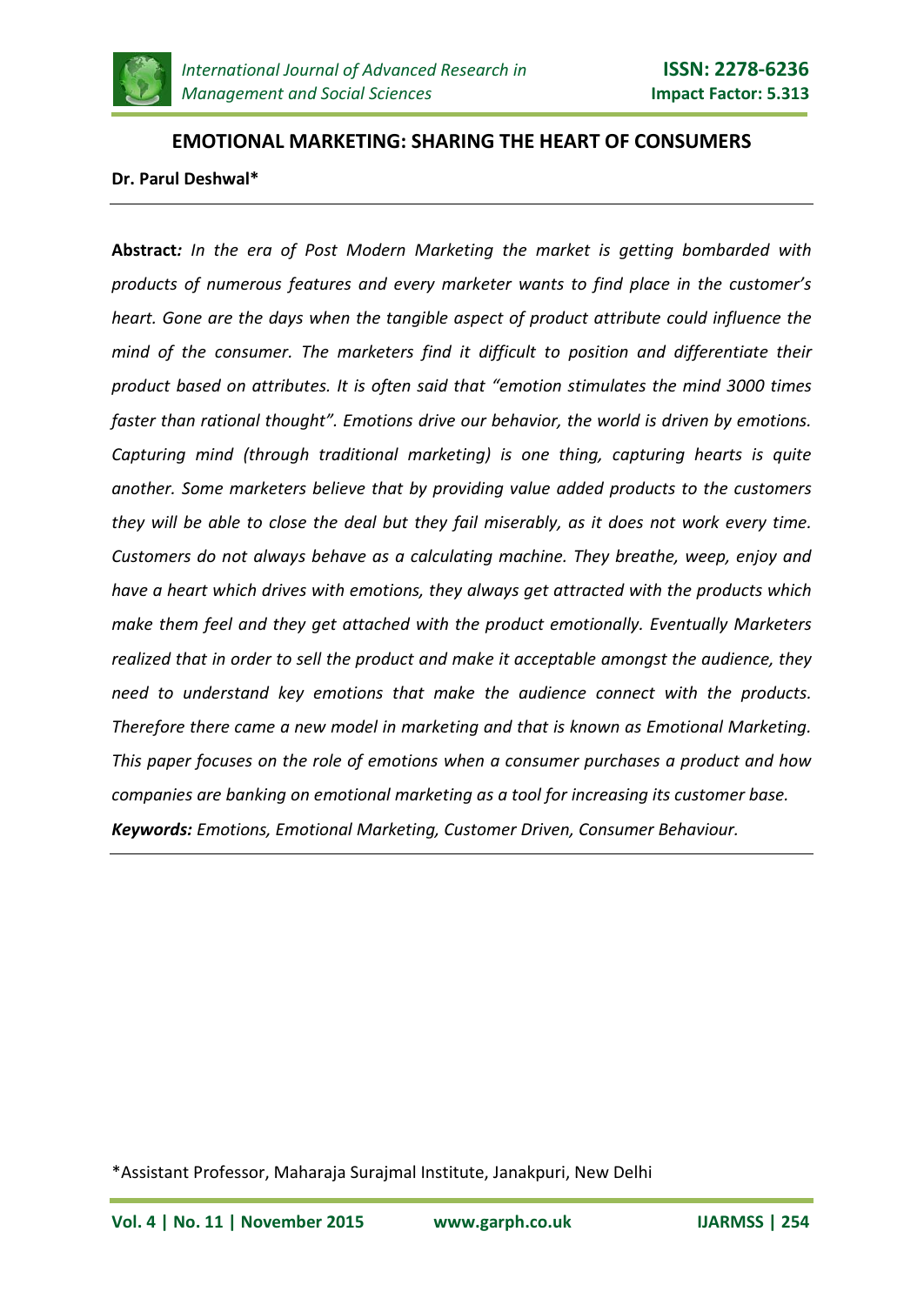# EMOTIONAL MARKETING: SHARING THE HEART OF CONSUMERS

**Dr. Parul Deshwal***

---

**Abstract***:* *In the era of Post Modern Marketing the market is getting bombarded with products of numerous features and every marketer wants to find place in the customer's heart. Gone are the days when the tangible aspect of product attribute could influence the mind of the consumer. The marketers find it difficult to position and differentiate their product based on attributes. It is often said that "emotion stimulates the mind 3000 times faster than rational thought". Emotions drive our behavior, the world is driven by emotions. Capturing mind (through traditional marketing) is one thing, capturing hearts is quite another. Some marketers believe that by providing value added products to the customers they will be able to close the deal but they fail miserably, as it does not work every time. Customers do not always behave as a calculating machine. They breathe, weep, enjoy and have a heart which drives with emotions, they always get attracted with the products which make them feel and they get attached with the product emotionally. Eventually Marketers realized that in order to sell the product and make it acceptable amongst the audience, they need to understand key emotions that make the audience connect with the products. Therefore there came a new model in marketing and that is known as Emotional Marketing. This paper focuses on the role of emotions when a consumer purchases a product and how companies are banking on emotional marketing as a tool for increasing its customer base.*

***Keywords:*** *Emotions, Emotional Marketing, Customer Driven, Consumer Behaviour.*

---

*Assistant Professor, Maharaja Surajmal Institute, Janakpuri, New Delhi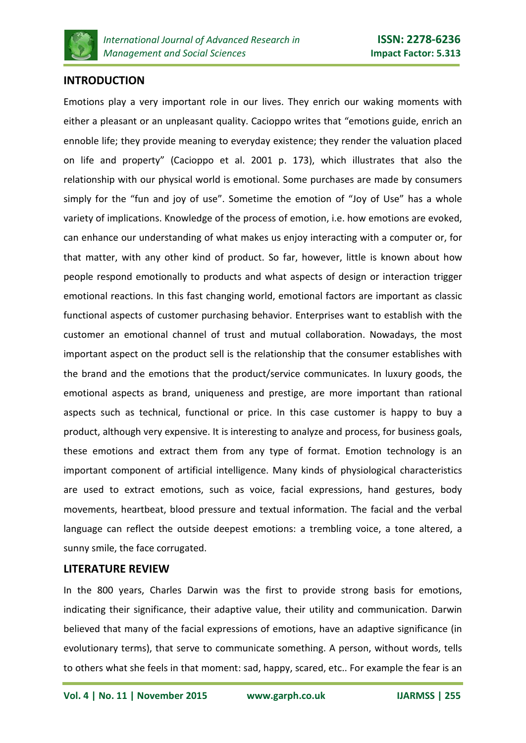## INTRODUCTION

Emotions play a very important role in our lives. They enrich our waking moments with either a pleasant or an unpleasant quality. Cacioppo writes that "emotions guide, enrich an ennoble life; they provide meaning to everyday existence; they render the valuation placed on life and property" (Cacioppo et al. 2001 p. 173), which illustrates that also the relationship with our physical world is emotional. Some purchases are made by consumers simply for the "fun and joy of use". Sometime the emotion of "Joy of Use" has a whole variety of implications. Knowledge of the process of emotion, i.e. how emotions are evoked, can enhance our understanding of what makes us enjoy interacting with a computer or, for that matter, with any other kind of product. So far, however, little is known about how people respond emotionally to products and what aspects of design or interaction trigger emotional reactions. In this fast changing world, emotional factors are important as classic functional aspects of customer purchasing behavior. Enterprises want to establish with the customer an emotional channel of trust and mutual collaboration. Nowadays, the most important aspect on the product sell is the relationship that the consumer establishes with the brand and the emotions that the product/service communicates. In luxury goods, the emotional aspects as brand, uniqueness and prestige, are more important than rational aspects such as technical, functional or price. In this case customer is happy to buy a product, although very expensive. It is interesting to analyze and process, for business goals, these emotions and extract them from any type of format. Emotion technology is an important component of artificial intelligence. Many kinds of physiological characteristics are used to extract emotions, such as voice, facial expressions, hand gestures, body movements, heartbeat, blood pressure and textual information. The facial and the verbal language can reflect the outside deepest emotions: a trembling voice, a tone altered, a sunny smile, the face corrugated.

## LITERATURE REVIEW

In the 800 years, Charles Darwin was the first to provide strong basis for emotions, indicating their significance, their adaptive value, their utility and communication. Darwin believed that many of the facial expressions of emotions, have an adaptive significance (in evolutionary terms), that serve to communicate something. A person, without words, tells to others what she feels in that moment: sad, happy, scared, etc.. For example the fear is an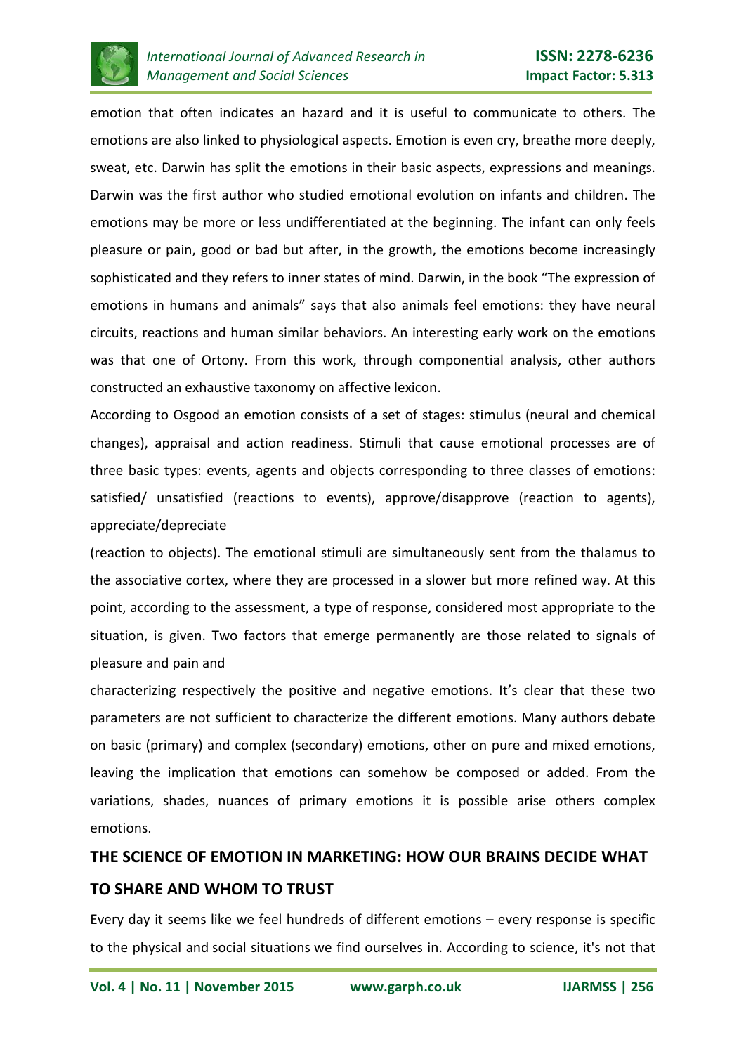emotion that often indicates an hazard and it is useful to communicate to others. The emotions are also linked to physiological aspects. Emotion is even cry, breathe more deeply, sweat, etc. Darwin has split the emotions in their basic aspects, expressions and meanings. Darwin was the first author who studied emotional evolution on infants and children. The emotions may be more or less undifferentiated at the beginning. The infant can only feels pleasure or pain, good or bad but after, in the growth, the emotions become increasingly sophisticated and they refers to inner states of mind. Darwin, in the book "The expression of emotions in humans and animals" says that also animals feel emotions: they have neural circuits, reactions and human similar behaviors. An interesting early work on the emotions was that one of Ortony. From this work, through componential analysis, other authors constructed an exhaustive taxonomy on affective lexicon.

According to Osgood an emotion consists of a set of stages: stimulus (neural and chemical changes), appraisal and action readiness. Stimuli that cause emotional processes are of three basic types: events, agents and objects corresponding to three classes of emotions: satisfied/ unsatisfied (reactions to events), approve/disapprove (reaction to agents), appreciate/depreciate (reaction to objects). The emotional stimuli are simultaneously sent from the thalamus to the associative cortex, where they are processed in a slower but more refined way. At this point, according to the assessment, a type of response, considered most appropriate to the situation, is given. Two factors that emerge permanently are those related to signals of pleasure and pain and characterizing respectively the positive and negative emotions. It's clear that these two parameters are not sufficient to characterize the different emotions. Many authors debate on basic (primary) and complex (secondary) emotions, other on pure and mixed emotions, leaving the implication that emotions can somehow be composed or added. From the variations, shades, nuances of primary emotions it is possible arise others complex emotions.

## THE SCIENCE OF EMOTION IN MARKETING: HOW OUR BRAINS DECIDE WHAT TO SHARE AND WHOM TO TRUST

Every day it seems like we feel hundreds of different emotions – every response is specific to the physical and social situations we find ourselves in. According to science, it's not that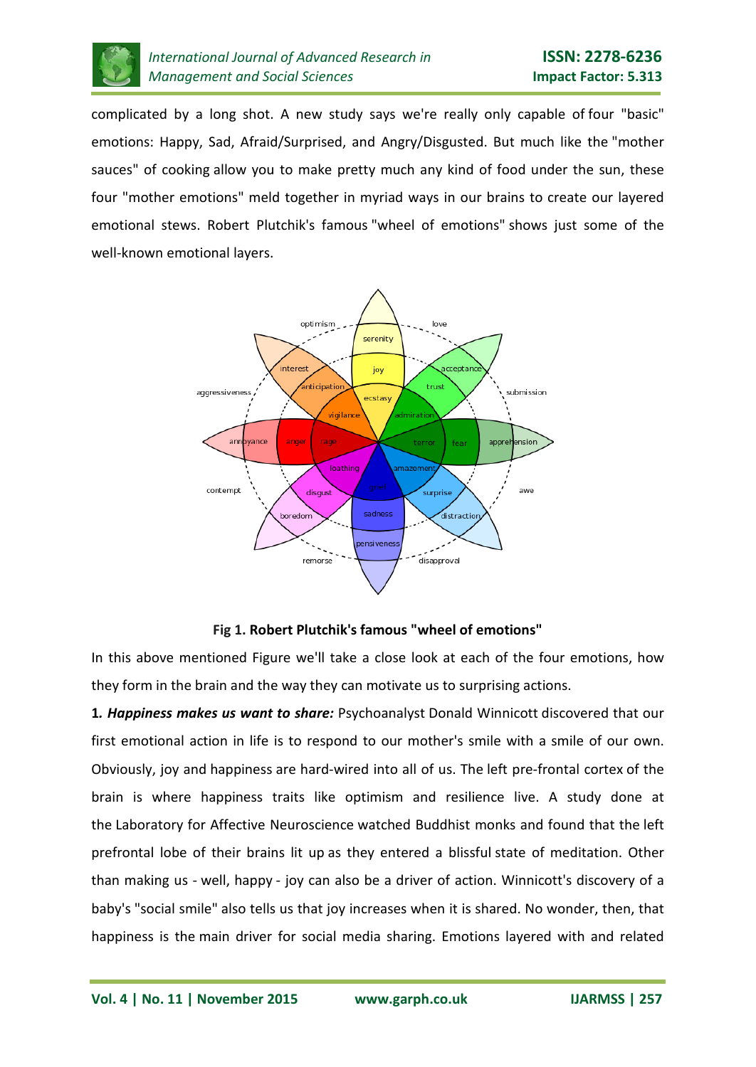complicated by a long shot. A new study says we're really only capable of four "basic" emotions: Happy, Sad, Afraid/Surprised, and Angry/Disgusted. But much like the "mother sauces" of cooking allow you to make pretty much any kind of food under the sun, these four "mother emotions" meld together in myriad ways in our brains to create our layered emotional stews. Robert Plutchik's famous "wheel of emotions" shows just some of the well-known emotional layers.

**Fig 1. Robert Plutchik's famous "wheel of emotions"**

In this above mentioned Figure we'll take a close look at each of the four emotions, how they form in the brain and the way they can motivate us to surprising actions.

**1.** ***Happiness makes us want to share:*** Psychoanalyst Donald Winnicott discovered that our first emotional action in life is to respond to our mother's smile with a smile of our own. Obviously, joy and happiness are hard-wired into all of us. The left pre-frontal cortex of the brain is where happiness traits like optimism and resilience live. A study done at the Laboratory for Affective Neuroscience watched Buddhist monks and found that the left prefrontal lobe of their brains lit up as they entered a blissful state of meditation. Other than making us - well, happy - joy can also be a driver of action. Winnicott's discovery of a baby's "social smile" also tells us that joy increases when it is shared. No wonder, then, that happiness is the main driver for social media sharing. Emotions layered with and related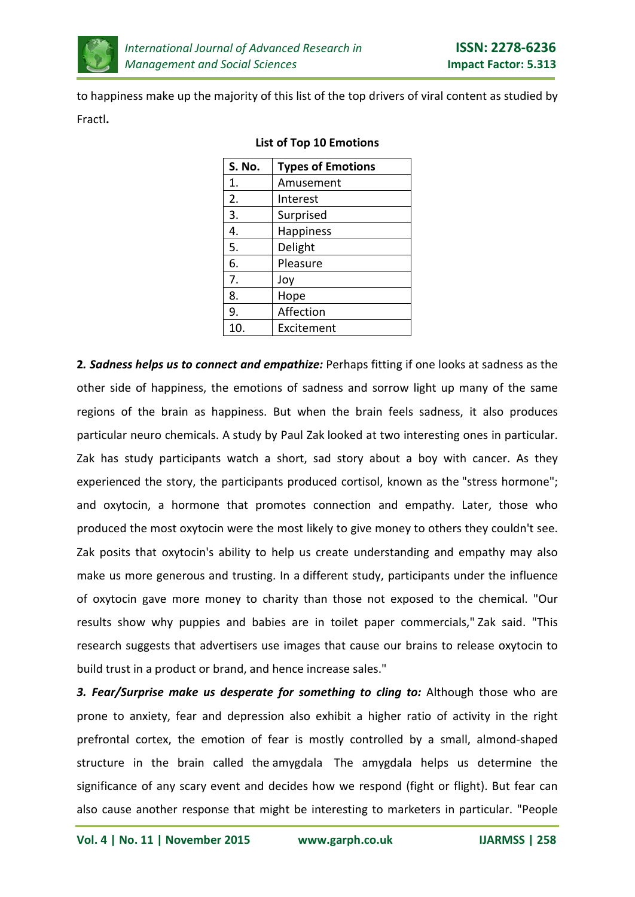to happiness make up the majority of this list of the top drivers of viral content as studied by Fractl**.**

**List of Top 10 Emotions**

| S. No. | Types of Emotions |
|---|---|
| 1. | Amusement |
| 2. | Interest |
| 3. | Surprised |
| 4. | Happiness |
| 5. | Delight |
| 6. | Pleasure |
| 7. | Joy |
| 8. | Hope |
| 9. | Affection |
| 10. | Excitement |

**2*. Sadness helps us to connect and empathize:*** Perhaps fitting if one looks at sadness as the other side of happiness, the emotions of sadness and sorrow light up many of the same regions of the brain as happiness. But when the brain feels sadness, it also produces particular neuro chemicals. A study by Paul Zak looked at two interesting ones in particular. Zak has study participants watch a short, sad story about a boy with cancer. As they experienced the story, the participants produced cortisol, known as the "stress hormone"; and oxytocin, a hormone that promotes connection and empathy. Later, those who produced the most oxytocin were the most likely to give money to others they couldn't see. Zak posits that oxytocin's ability to help us create understanding and empathy may also make us more generous and trusting. In a different study, participants under the influence of oxytocin gave more money to charity than those not exposed to the chemical. "Our results show why puppies and babies are in toilet paper commercials," Zak said. "This research suggests that advertisers use images that cause our brains to release oxytocin to build trust in a product or brand, and hence increase sales."

***3. Fear/Surprise make us desperate for something to cling to:*** Although those who are prone to anxiety, fear and depression also exhibit a higher ratio of activity in the right prefrontal cortex, the emotion of fear is mostly controlled by a small, almond-shaped structure in the brain called the amygdala The amygdala helps us determine the significance of any scary event and decides how we respond (fight or flight). But fear can also cause another response that might be interesting to marketers in particular. "People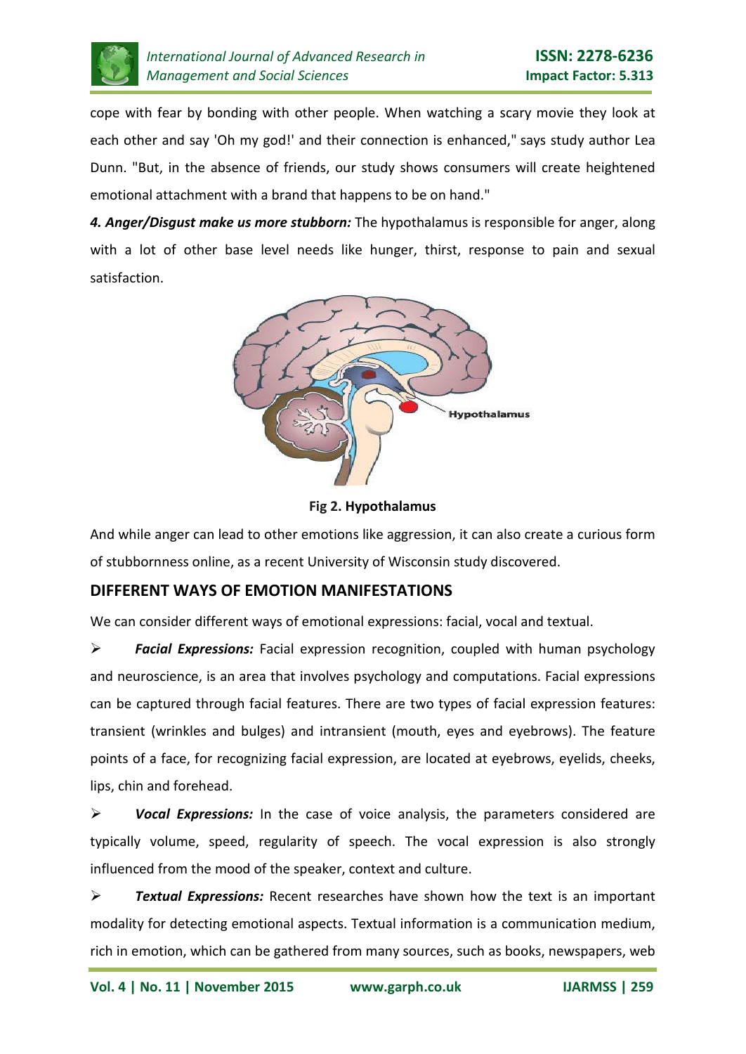cope with fear by bonding with other people. When watching a scary movie they look at each other and say 'Oh my god!' and their connection is enhanced," says study author Lea Dunn. "But, in the absence of friends, our study shows consumers will create heightened emotional attachment with a brand that happens to be on hand."

***4. Anger/Disgust make us more stubborn:*** The hypothalamus is responsible for anger, along with a lot of other base level needs like hunger, thirst, response to pain and sexual satisfaction.

**Fig 2. Hypothalamus**

And while anger can lead to other emotions like aggression, it can also create a curious form of stubbornness online, as a recent University of Wisconsin study discovered.

## DIFFERENT WAYS OF EMOTION MANIFESTATIONS

We can consider different ways of emotional expressions: facial, vocal and textual.

- ***Facial Expressions:*** Facial expression recognition, coupled with human psychology and neuroscience, is an area that involves psychology and computations. Facial expressions can be captured through facial features. There are two types of facial expression features: transient (wrinkles and bulges) and intransient (mouth, eyes and eyebrows). The feature points of a face, for recognizing facial expression, are located at eyebrows, eyelids, cheeks, lips, chin and forehead.
- ***Vocal Expressions:*** In the case of voice analysis, the parameters considered are typically volume, speed, regularity of speech. The vocal expression is also strongly influenced from the mood of the speaker, context and culture.
- ***Textual Expressions:*** Recent researches have shown how the text is an important modality for detecting emotional aspects. Textual information is a communication medium, rich in emotion, which can be gathered from many sources, such as books, newspapers, web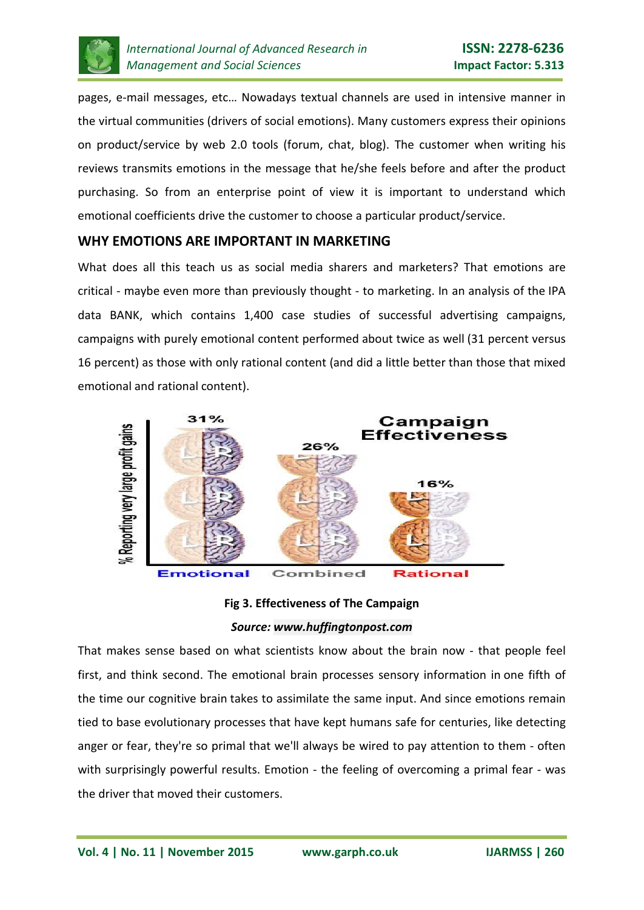pages, e-mail messages, etc… Nowadays textual channels are used in intensive manner in the virtual communities (drivers of social emotions). Many customers express their opinions on product/service by web 2.0 tools (forum, chat, blog). The customer when writing his reviews transmits emotions in the message that he/she feels before and after the product purchasing. So from an enterprise point of view it is important to understand which emotional coefficients drive the customer to choose a particular product/service.

## WHY EMOTIONS ARE IMPORTANT IN MARKETING

What does all this teach us as social media sharers and marketers? That emotions are critical - maybe even more than previously thought - to marketing. In an analysis of the IPA data BANK, which contains 1,400 case studies of successful advertising campaigns, campaigns with purely emotional content performed about twice as well (31 percent versus 16 percent) as those with only rational content (and did a little better than those that mixed emotional and rational content).

**Fig 3. Effectiveness of The Campaign**

***Source: www.huffingtonpost.com***

That makes sense based on what scientists know about the brain now - that people feel first, and think second. The emotional brain processes sensory information in one fifth of the time our cognitive brain takes to assimilate the same input. And since emotions remain tied to base evolutionary processes that have kept humans safe for centuries, like detecting anger or fear, they're so primal that we'll always be wired to pay attention to them - often with surprisingly powerful results. Emotion - the feeling of overcoming a primal fear - was the driver that moved their customers.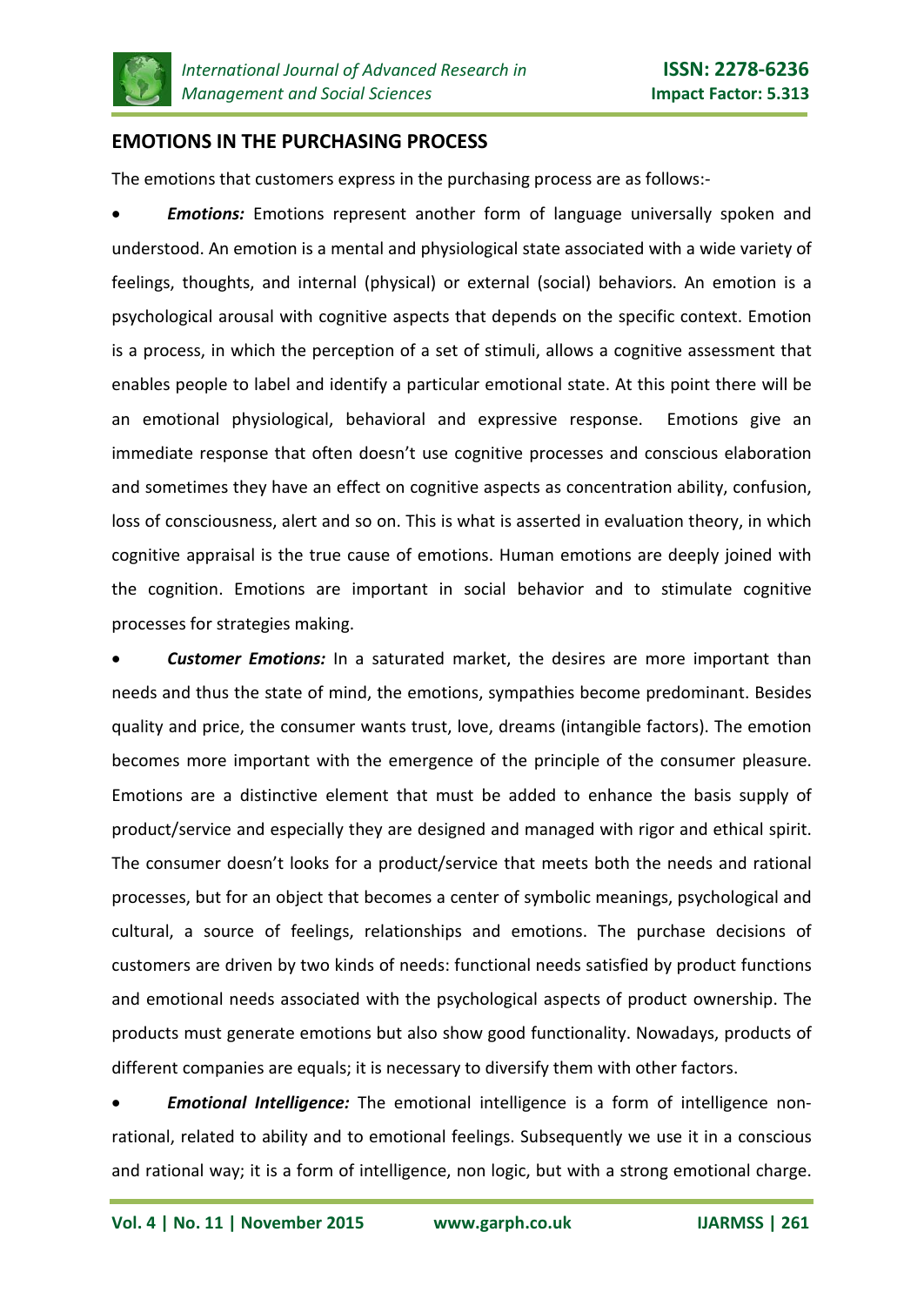## EMOTIONS IN THE PURCHASING PROCESS

The emotions that customers express in the purchasing process are as follows:-

- ***Emotions:*** Emotions represent another form of language universally spoken and understood. An emotion is a mental and physiological state associated with a wide variety of feelings, thoughts, and internal (physical) or external (social) behaviors. An emotion is a psychological arousal with cognitive aspects that depends on the specific context. Emotion is a process, in which the perception of a set of stimuli, allows a cognitive assessment that enables people to label and identify a particular emotional state. At this point there will be an emotional physiological, behavioral and expressive response. Emotions give an immediate response that often doesn't use cognitive processes and conscious elaboration and sometimes they have an effect on cognitive aspects as concentration ability, confusion, loss of consciousness, alert and so on. This is what is asserted in evaluation theory, in which cognitive appraisal is the true cause of emotions. Human emotions are deeply joined with the cognition. Emotions are important in social behavior and to stimulate cognitive processes for strategies making.

- ***Customer Emotions:*** In a saturated market, the desires are more important than needs and thus the state of mind, the emotions, sympathies become predominant. Besides quality and price, the consumer wants trust, love, dreams (intangible factors). The emotion becomes more important with the emergence of the principle of the consumer pleasure. Emotions are a distinctive element that must be added to enhance the basis supply of product/service and especially they are designed and managed with rigor and ethical spirit. The consumer doesn't looks for a product/service that meets both the needs and rational processes, but for an object that becomes a center of symbolic meanings, psychological and cultural, a source of feelings, relationships and emotions. The purchase decisions of customers are driven by two kinds of needs: functional needs satisfied by product functions and emotional needs associated with the psychological aspects of product ownership. The products must generate emotions but also show good functionality. Nowadays, products of different companies are equals; it is necessary to diversify them with other factors.

- ***Emotional Intelligence:*** The emotional intelligence is a form of intelligence non-rational, related to ability and to emotional feelings. Subsequently we use it in a conscious and rational way; it is a form of intelligence, non logic, but with a strong emotional charge.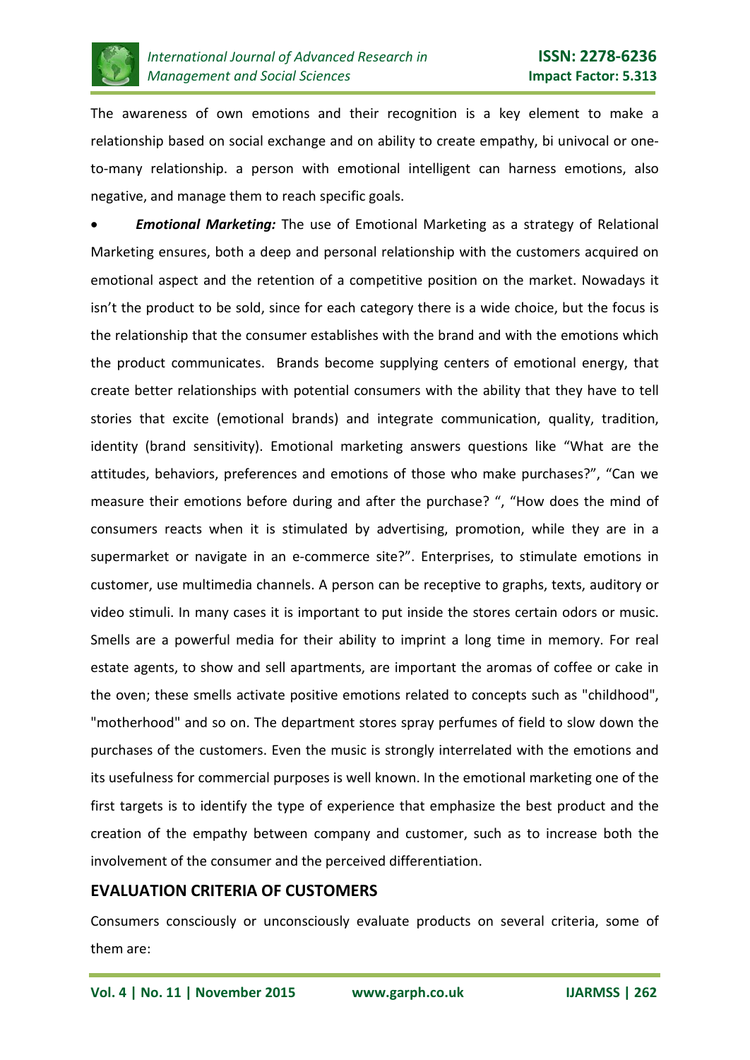The awareness of own emotions and their recognition is a key element to make a relationship based on social exchange and on ability to create empathy, bi univocal or one-to-many relationship. a person with emotional intelligent can harness emotions, also negative, and manage them to reach specific goals.

- ***Emotional Marketing:*** The use of Emotional Marketing as a strategy of Relational Marketing ensures, both a deep and personal relationship with the customers acquired on emotional aspect and the retention of a competitive position on the market. Nowadays it isn't the product to be sold, since for each category there is a wide choice, but the focus is the relationship that the consumer establishes with the brand and with the emotions which the product communicates. Brands become supplying centers of emotional energy, that create better relationships with potential consumers with the ability that they have to tell stories that excite (emotional brands) and integrate communication, quality, tradition, identity (brand sensitivity). Emotional marketing answers questions like "What are the attitudes, behaviors, preferences and emotions of those who make purchases?", "Can we measure their emotions before during and after the purchase? ", "How does the mind of consumers reacts when it is stimulated by advertising, promotion, while they are in a supermarket or navigate in an e-commerce site?". Enterprises, to stimulate emotions in customer, use multimedia channels. A person can be receptive to graphs, texts, auditory or video stimuli. In many cases it is important to put inside the stores certain odors or music. Smells are a powerful media for their ability to imprint a long time in memory. For real estate agents, to show and sell apartments, are important the aromas of coffee or cake in the oven; these smells activate positive emotions related to concepts such as "childhood", "motherhood" and so on. The department stores spray perfumes of field to slow down the purchases of the customers. Even the music is strongly interrelated with the emotions and its usefulness for commercial purposes is well known. In the emotional marketing one of the first targets is to identify the type of experience that emphasize the best product and the creation of the empathy between company and customer, such as to increase both the involvement of the consumer and the perceived differentiation.

## EVALUATION CRITERIA OF CUSTOMERS

Consumers consciously or unconsciously evaluate products on several criteria, some of them are: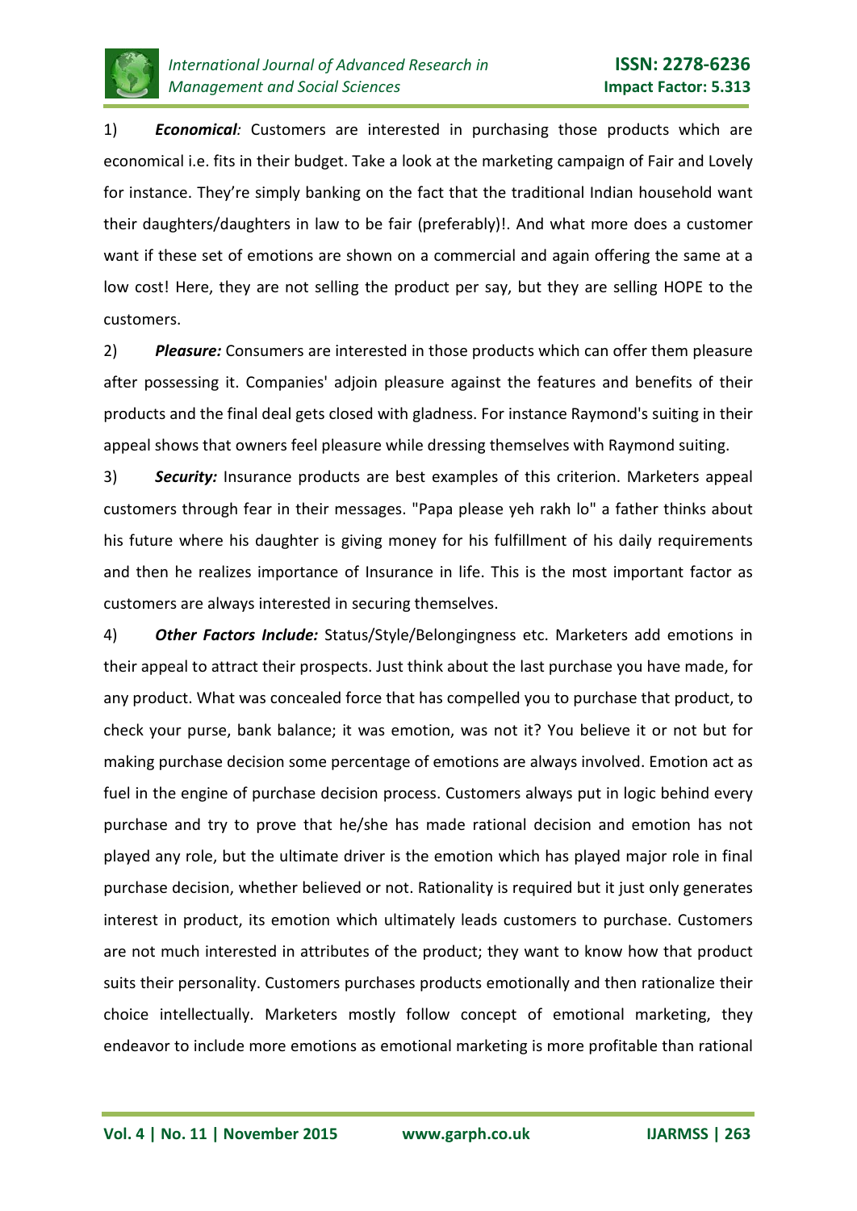1) ***Economical**:* Customers are interested in purchasing those products which are economical i.e. fits in their budget. Take a look at the marketing campaign of Fair and Lovely for instance. They're simply banking on the fact that the traditional Indian household want their daughters/daughters in law to be fair (preferably)!. And what more does a customer want if these set of emotions are shown on a commercial and again offering the same at a low cost! Here, they are not selling the product per say, but they are selling HOPE to the customers.

2) ***Pleasure:*** Consumers are interested in those products which can offer them pleasure after possessing it. Companies' adjoin pleasure against the features and benefits of their products and the final deal gets closed with gladness. For instance Raymond's suiting in their appeal shows that owners feel pleasure while dressing themselves with Raymond suiting.

3) ***Security:*** Insurance products are best examples of this criterion. Marketers appeal customers through fear in their messages. "Papa please yeh rakh lo" a father thinks about his future where his daughter is giving money for his fulfillment of his daily requirements and then he realizes importance of Insurance in life. This is the most important factor as customers are always interested in securing themselves.

4) ***Other Factors Include:*** Status/Style/Belongingness etc. Marketers add emotions in their appeal to attract their prospects. Just think about the last purchase you have made, for any product. What was concealed force that has compelled you to purchase that product, to check your purse, bank balance; it was emotion, was not it? You believe it or not but for making purchase decision some percentage of emotions are always involved. Emotion act as fuel in the engine of purchase decision process. Customers always put in logic behind every purchase and try to prove that he/she has made rational decision and emotion has not played any role, but the ultimate driver is the emotion which has played major role in final purchase decision, whether believed or not. Rationality is required but it just only generates interest in product, its emotion which ultimately leads customers to purchase. Customers are not much interested in attributes of the product; they want to know how that product suits their personality. Customers purchases products emotionally and then rationalize their choice intellectually. Marketers mostly follow concept of emotional marketing, they endeavor to include more emotions as emotional marketing is more profitable than rational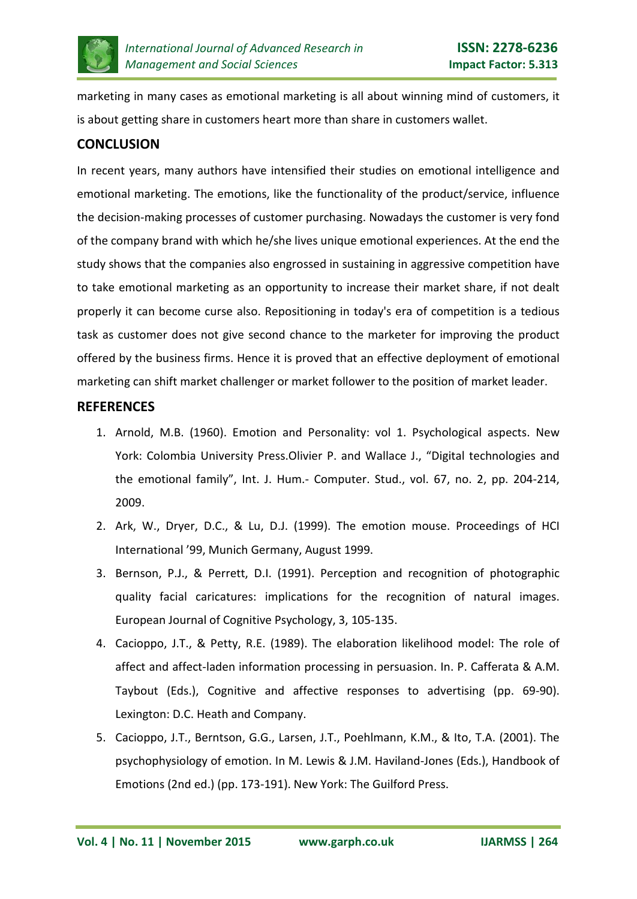marketing in many cases as emotional marketing is all about winning mind of customers, it is about getting share in customers heart more than share in customers wallet.

## CONCLUSION

In recent years, many authors have intensified their studies on emotional intelligence and emotional marketing. The emotions, like the functionality of the product/service, influence the decision-making processes of customer purchasing. Nowadays the customer is very fond of the company brand with which he/she lives unique emotional experiences. At the end the study shows that the companies also engrossed in sustaining in aggressive competition have to take emotional marketing as an opportunity to increase their market share, if not dealt properly it can become curse also. Repositioning in today's era of competition is a tedious task as customer does not give second chance to the marketer for improving the product offered by the business firms. Hence it is proved that an effective deployment of emotional marketing can shift market challenger or market follower to the position of market leader.

## REFERENCES

1. Arnold, M.B. (1960). Emotion and Personality: vol 1. Psychological aspects. New York: Colombia University Press.Olivier P. and Wallace J., "Digital technologies and the emotional family", Int. J. Hum.- Computer. Stud., vol. 67, no. 2, pp. 204-214, 2009.
2. Ark, W., Dryer, D.C., & Lu, D.J. (1999). The emotion mouse. Proceedings of HCI International '99, Munich Germany, August 1999.
3. Bernson, P.J., & Perrett, D.I. (1991). Perception and recognition of photographic quality facial caricatures: implications for the recognition of natural images. European Journal of Cognitive Psychology, 3, 105-135.
4. Cacioppo, J.T., & Petty, R.E. (1989). The elaboration likelihood model: The role of affect and affect-laden information processing in persuasion. In. P. Cafferata & A.M. Taybout (Eds.), Cognitive and affective responses to advertising (pp. 69-90). Lexington: D.C. Heath and Company.
5. Cacioppo, J.T., Berntson, G.G., Larsen, J.T., Poehlmann, K.M., & Ito, T.A. (2001). The psychophysiology of emotion. In M. Lewis & J.M. Haviland-Jones (Eds.), Handbook of Emotions (2nd ed.) (pp. 173-191). New York: The Guilford Press.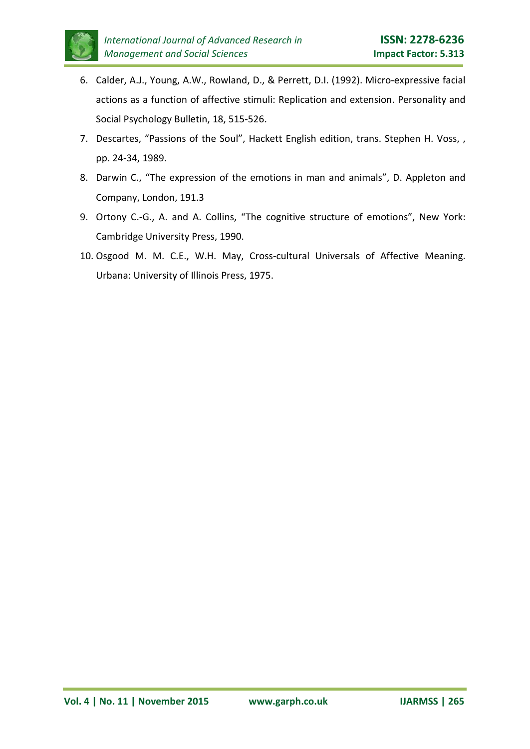6. Calder, A.J., Young, A.W., Rowland, D., & Perrett, D.I. (1992). Micro-expressive facial actions as a function of affective stimuli: Replication and extension. Personality and Social Psychology Bulletin, 18, 515-526.
7. Descartes, “Passions of the Soul”, Hackett English edition, trans. Stephen H. Voss, , pp. 24-34, 1989.
8. Darwin C., “The expression of the emotions in man and animals”, D. Appleton and Company, London, 191.3
9. Ortony C.-G., A. and A. Collins, “The cognitive structure of emotions”, New York: Cambridge University Press, 1990.
10. Osgood M. M. C.E., W.H. May, Cross-cultural Universals of Affective Meaning. Urbana: University of Illinois Press, 1975.